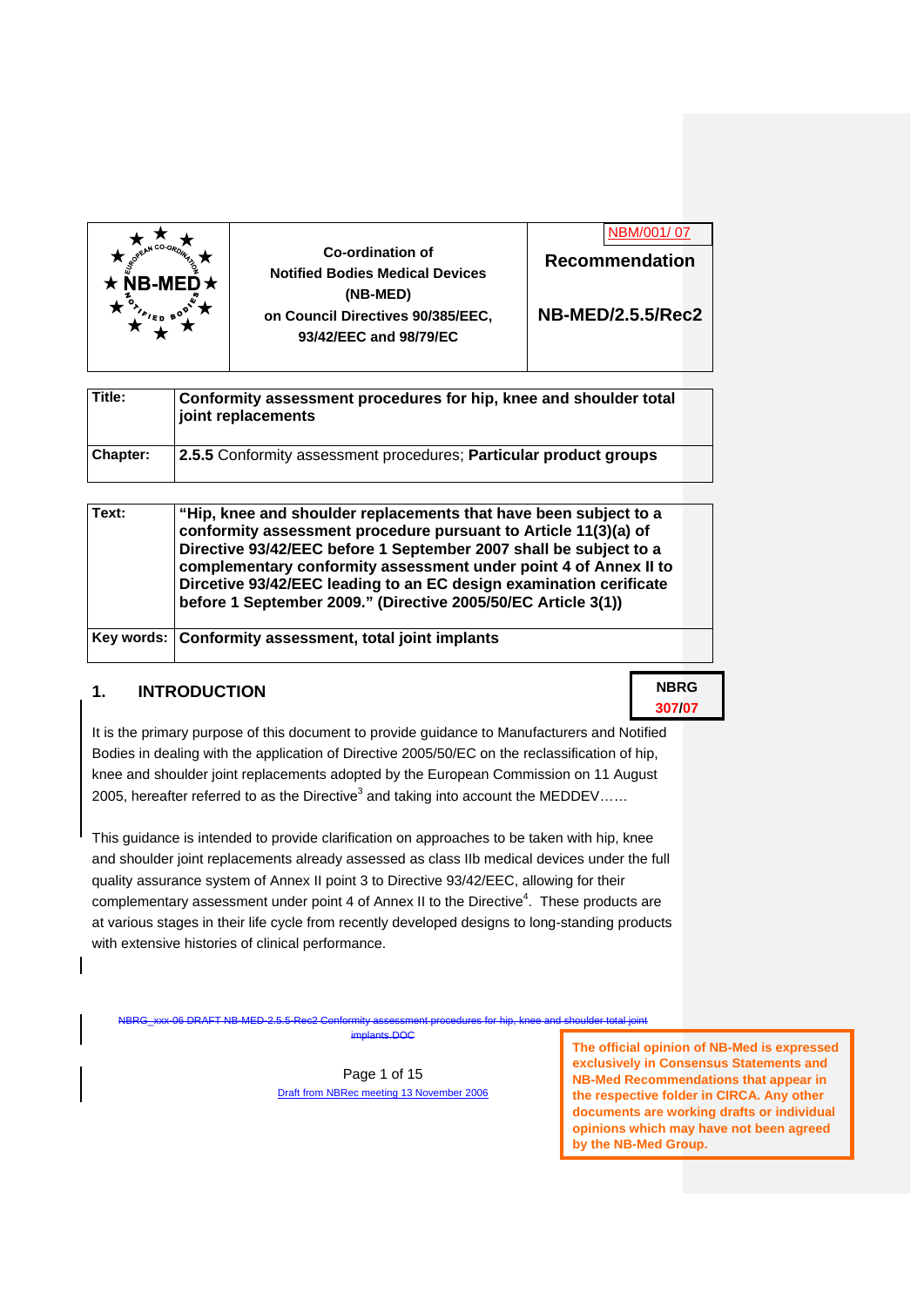| NB-MED | Co-ordination of Notified Bodies Medical Devices (NB-MED) on Council Directives 90/385/EEC, 93/42/EEC and 98/79/EC | NBM/001/ 07 **Recommendation** **NB-MED/2.5.5/Rec2** |
|---|---|---|

| | |
|---|---|
| **Title:** | **Conformity assessment procedures for hip, knee and shoulder total joint replacements** |
| **Chapter:** | **2.5.5** Conformity assessment procedures; **Particular product groups** |

| | |
|---|---|
| **Text:** | **"Hip, knee and shoulder replacements that have been subject to a conformity assessment procedure pursuant to Article 11(3)(a) of Directive 93/42/EEC before 1 September 2007 shall be subject to a complementary conformity assessment under point 4 of Annex II to Dircetive 93/42/EEC leading to an EC design examination cerificate before 1 September 2009." (Directive 2005/50/EC Article 3(1))** |
| **Key words:** | **Conformity assessment, total joint implants** |

**NBRG 307/07**

## 1. INTRODUCTION

It is the primary purpose of this document to provide guidance to Manufacturers and Notified Bodies in dealing with the application of Directive 2005/50/EC on the reclassification of hip, knee and shoulder joint replacements adopted by the European Commission on 11 August 2005, hereafter referred to as the Directive[3] and taking into account the MEDDEV……

This guidance is intended to provide clarification on approaches to be taken with hip, knee and shoulder joint replacements already assessed as class IIb medical devices under the full quality assurance system of Annex II point 3 to Directive 93/42/EEC, allowing for their complementary assessment under point 4 of Annex II to the Directive[4]. These products are at various stages in their life cycle from recently developed designs to long-standing products with extensive histories of clinical performance.

~~NBRG_xxx-06 DRAFT NB-MED-2.5.5-Rec2 Conformity assessment procedures for hip, knee and shoulder total joint implants.DOC~~

Draft from NBRec meeting 13 November 2006

**The official opinion of NB-Med is expressed exclusively in Consensus Statements and NB-Med Recommendations that appear in the respective folder in CIRCA. Any other documents are working drafts or individual opinions which may have not been agreed by the NB-Med Group.**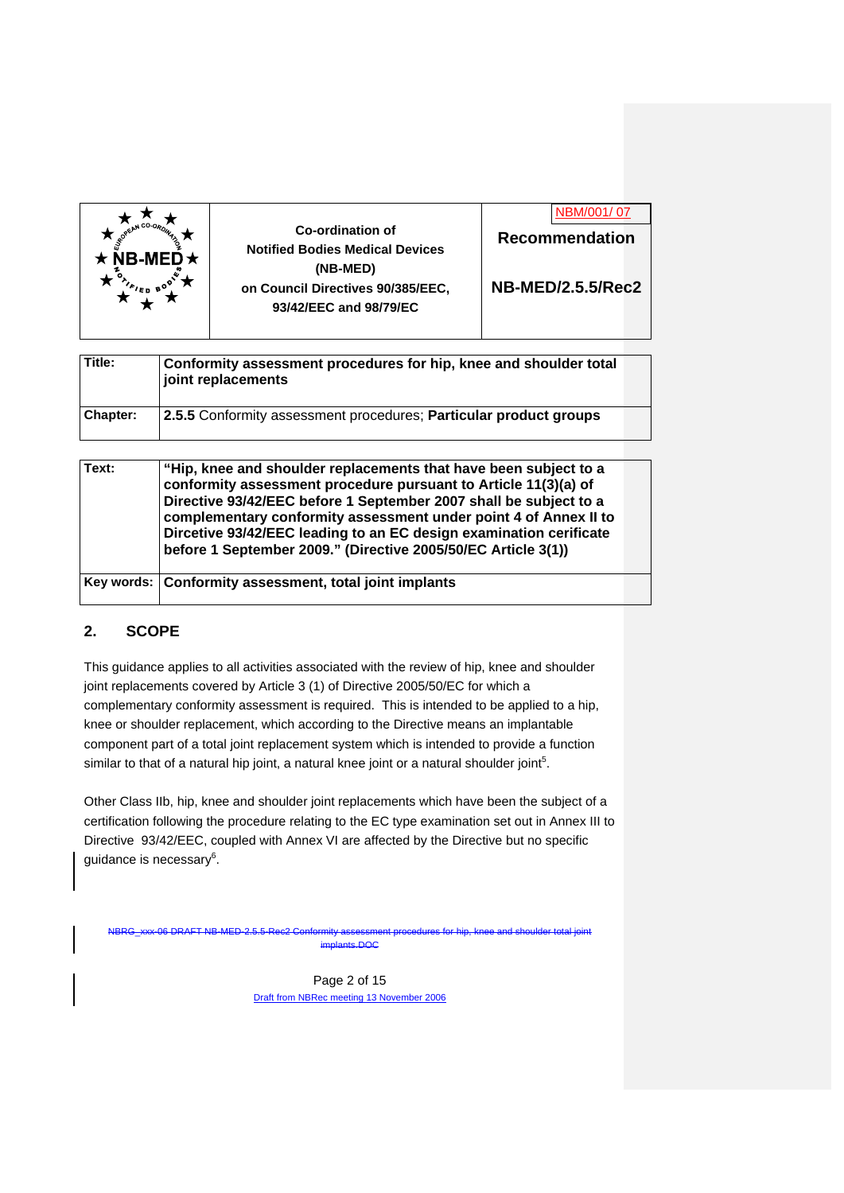| | Co-ordination of Notified Bodies Medical Devices (NB-MED) on Council Directives 90/385/EEC, 93/42/EEC and 98/79/EC | NBM/001/ 07 **Recommendation** **NB-MED/2.5.5/Rec2** |
|---|---|---|

| | |
|---|---|
| **Title:** | **Conformity assessment procedures for hip, knee and shoulder total joint replacements** |
| **Chapter:** | **2.5.5** Conformity assessment procedures; **Particular product groups** |

| | |
|---|---|
| **Text:** | **"Hip, knee and shoulder replacements that have been subject to a conformity assessment procedure pursuant to Article 11(3)(a) of Directive 93/42/EEC before 1 September 2007 shall be subject to a complementary conformity assessment under point 4 of Annex II to Dircetive 93/42/EEC leading to an EC design examination cerificate before 1 September 2009." (Directive 2005/50/EC Article 3(1))** |
| **Key words:** | **Conformity assessment, total joint implants** |

## 2. SCOPE

This guidance applies to all activities associated with the review of hip, knee and shoulder joint replacements covered by Article 3 (1) of Directive 2005/50/EC for which a complementary conformity assessment is required. This is intended to be applied to a hip, knee or shoulder replacement, which according to the Directive means an implantable component part of a total joint replacement system which is intended to provide a function similar to that of a natural hip joint, a natural knee joint or a natural shoulder joint[5].

Other Class IIb, hip, knee and shoulder joint replacements which have been the subject of a certification following the procedure relating to the EC type examination set out in Annex III to Directive 93/42/EEC, coupled with Annex VI are affected by the Directive but no specific guidance is necessary[6].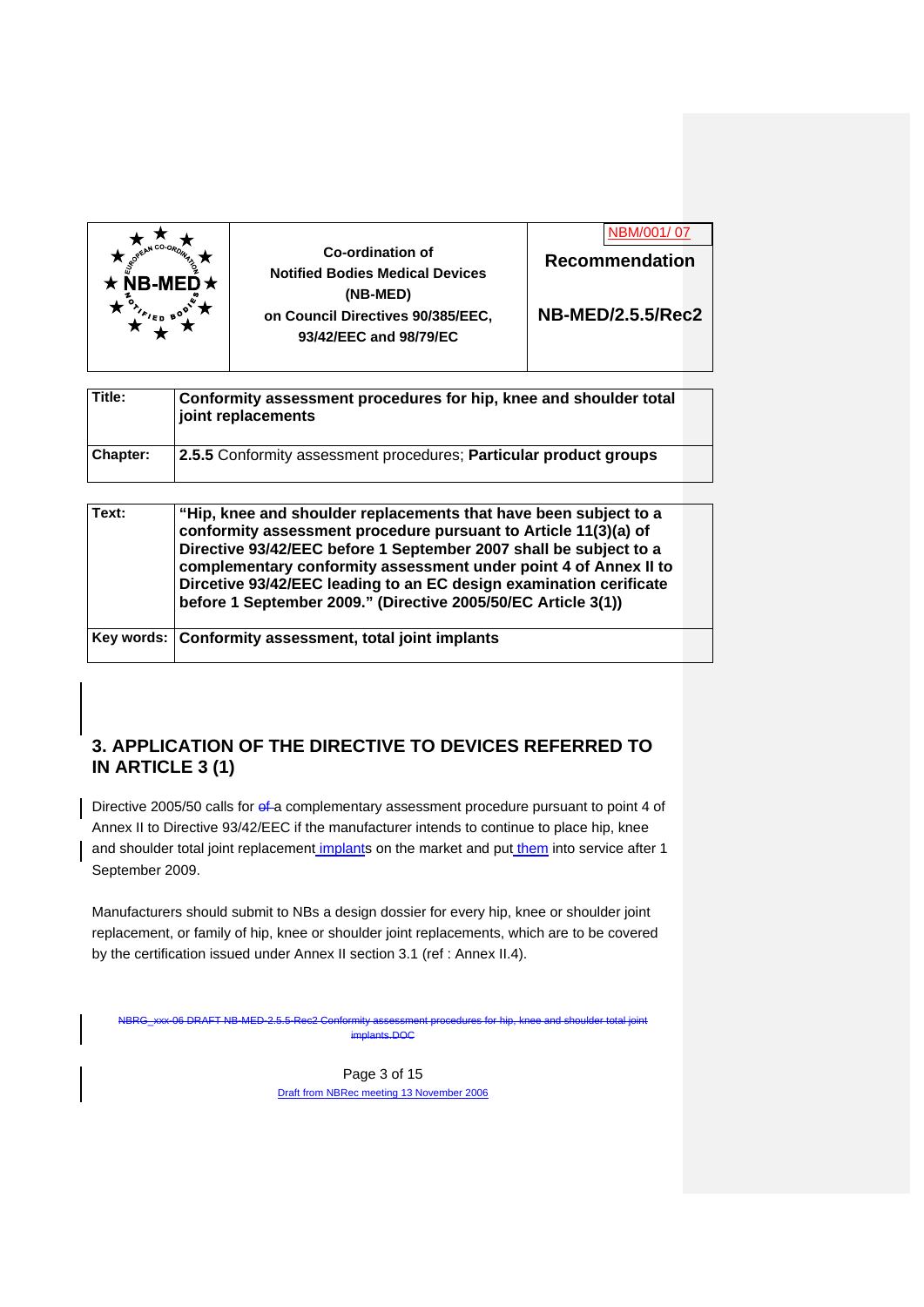| | Co-ordination of Notified Bodies Medical Devices (NB-MED) on Council Directives 90/385/EEC, 93/42/EEC and 98/79/EC | NBM/001/ 07<br>**Recommendation**<br>**NB-MED/2.5.5/Rec2** |
|---|---|---|

| | |
|---|---|
| **Title:** | **Conformity assessment procedures for hip, knee and shoulder total joint replacements** |
| **Chapter:** | **2.5.5** Conformity assessment procedures; **Particular product groups** |

| | |
|---|---|
| **Text:** | **"Hip, knee and shoulder replacements that have been subject to a conformity assessment procedure pursuant to Article 11(3)(a) of Directive 93/42/EEC before 1 September 2007 shall be subject to a complementary conformity assessment under point 4 of Annex II to Dircetive 93/42/EEC leading to an EC design examination cerificate before 1 September 2009." (Directive 2005/50/EC Article 3(1))** |
| **Key words:** | **Conformity assessment, total joint implants** |

## 3. APPLICATION OF THE DIRECTIVE TO DEVICES REFERRED TO IN ARTICLE 3 (1)

Directive 2005/50 calls for a complementary assessment procedure pursuant to point 4 of Annex II to Directive 93/42/EEC if the manufacturer intends to continue to place hip, knee and shoulder total joint replacement implants on the market and put them into service after 1 September 2009.

Manufacturers should submit to NBs a design dossier for every hip, knee or shoulder joint replacement, or family of hip, knee or shoulder joint replacements, which are to be covered by the certification issued under Annex II section 3.1 (ref : Annex II.4).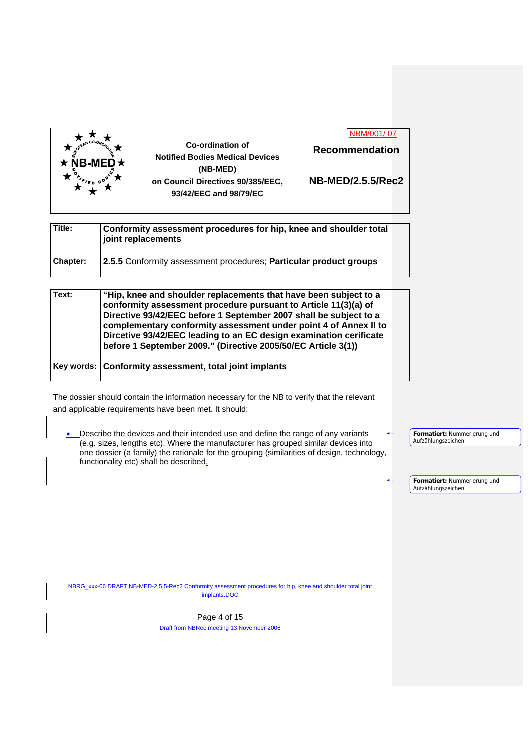| | Co-ordination of Notified Bodies Medical Devices (NB-MED) on Council Directives 90/385/EEC, 93/42/EEC and 98/79/EC | NBM/001/ 07 **Recommendation** **NB-MED/2.5.5/Rec2** |
|---|---|---|

| | |
|---|---|
| **Title:** | **Conformity assessment procedures for hip, knee and shoulder total joint replacements** |
| **Chapter:** | **2.5.5** Conformity assessment procedures; **Particular product groups** |

| | |
|---|---|
| **Text:** | **“Hip, knee and shoulder replacements that have been subject to a conformity assessment procedure pursuant to Article 11(3)(a) of Directive 93/42/EEC before 1 September 2007 shall be subject to a complementary conformity assessment under point 4 of Annex II to Dircetive 93/42/EEC leading to an EC design examination cerificate before 1 September 2009.” (Directive 2005/50/EC Article 3(1))** |
| **Key words:** | **Conformity assessment, total joint implants** |

The dossier should contain the information necessary for the NB to verify that the relevant and applicable requirements have been met. It should:

- Describe the devices and their intended use and define the range of any variants (e.g. sizes, lengths etc). Where the manufacturer has grouped similar devices into one dossier (a family) the rationale for the grouping (similarities of design, technology, functionality etc) shall be described.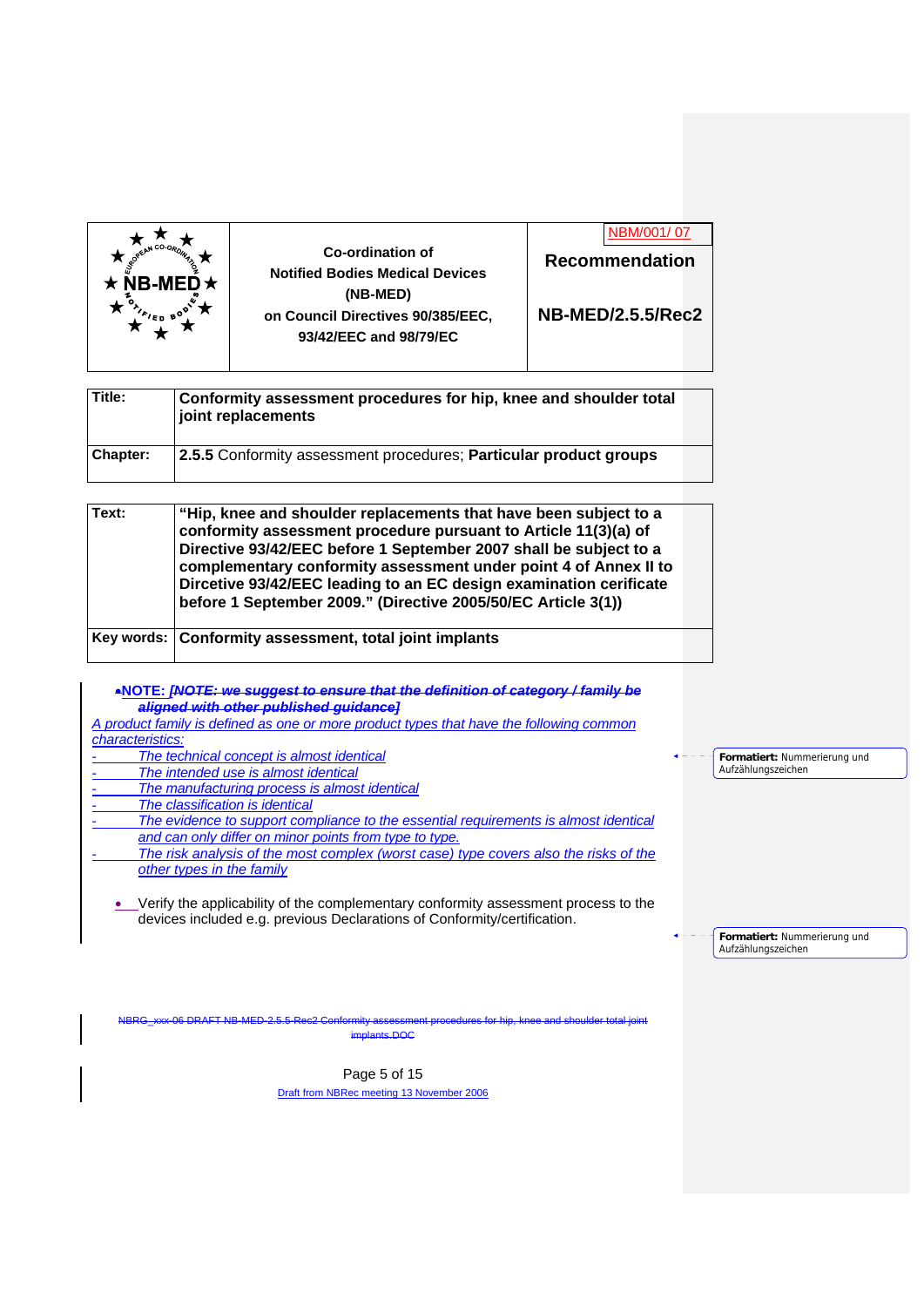| NB-MED | Co-ordination of Notified Bodies Medical Devices (NB-MED) on Council Directives 90/385/EEC, 93/42/EEC and 98/79/EC | NBM/001/ 07 Recommendation NB-MED/2.5.5/Rec2 |
|---|---|---|

| | |
|---|---|
| **Title:** | **Conformity assessment procedures for hip, knee and shoulder total joint replacements** |
| **Chapter:** | **2.5.5** Conformity assessment procedures; **Particular product groups** |

| | |
|---|---|
| **Text:** | **"Hip, knee and shoulder replacements that have been subject to a conformity assessment procedure pursuant to Article 11(3)(a) of Directive 93/42/EEC before 1 September 2007 shall be subject to a complementary conformity assessment under point 4 of Annex II to Dircetive 93/42/EEC leading to an EC design examination cerificate before 1 September 2009." (Directive 2005/50/EC Article 3(1))** |
| **Key words:** | **Conformity assessment, total joint implants** |

- **NOTE: ~~*[NOTE: we suggest to ensure that the definition of category / family be aligned with other published guidance]*~~**

*A product family is defined as one or more product types that have the following common characteristics:*

- *The technical concept is almost identical*
- *The intended use is almost identical*
- *The manufacturing process is almost identical*
- *The classification is identical*
- *The evidence to support compliance to the essential requirements is almost identical and can only differ on minor points from type to type.*
- *The risk analysis of the most complex (worst case) type covers also the risks of the other types in the family*

- Verify the applicability of the complementary conformity assessment process to the devices included e.g. previous Declarations of Conformity/certification.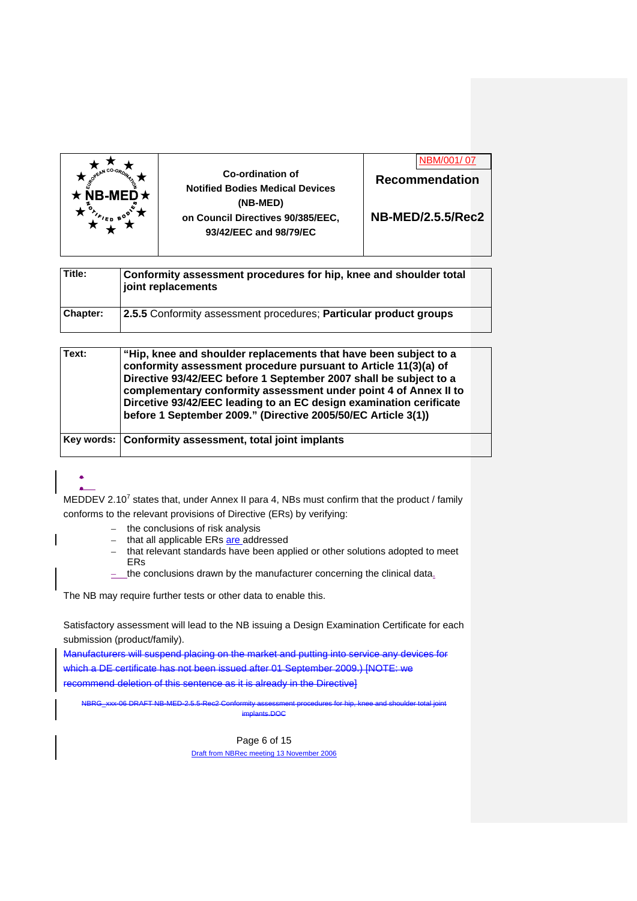| | Co-ordination of Notified Bodies Medical Devices (NB-MED) on Council Directives 90/385/EEC, 93/42/EEC and 98/79/EC | NBM/001/ 07 **Recommendation** **NB-MED/2.5.5/Rec2** |
|---|---|---|

| | |
|---|---|
| **Title:** | **Conformity assessment procedures for hip, knee and shoulder total joint replacements** |
| **Chapter:** | **2.5.5** Conformity assessment procedures; **Particular product groups** |

| | |
|---|---|
| **Text:** | **"Hip, knee and shoulder replacements that have been subject to a conformity assessment procedure pursuant to Article 11(3)(a) of Directive 93/42/EEC before 1 September 2007 shall be subject to a complementary conformity assessment under point 4 of Annex II to Dircetive 93/42/EEC leading to an EC design examination cerificate before 1 September 2009." (Directive 2005/50/EC Article 3(1))** |
| **Key words:** | **Conformity assessment, total joint implants** |

MEDDEV 2.10[7] states that, under Annex II para 4, NBs must confirm that the product / family conforms to the relevant provisions of Directive (ERs) by verifying:

- the conclusions of risk analysis
- that all applicable ERs are addressed
- that relevant standards have been applied or other solutions adopted to meet ERs
- the conclusions drawn by the manufacturer concerning the clinical data.

The NB may require further tests or other data to enable this.

Satisfactory assessment will lead to the NB issuing a Design Examination Certificate for each submission (product/family).

~~Manufacturers will suspend placing on the market and putting into service any devices for which a DE certificate has not been issued after 01 September 2009.) [NOTE: we recommend deletion of this sentence as it is already in the Directive]~~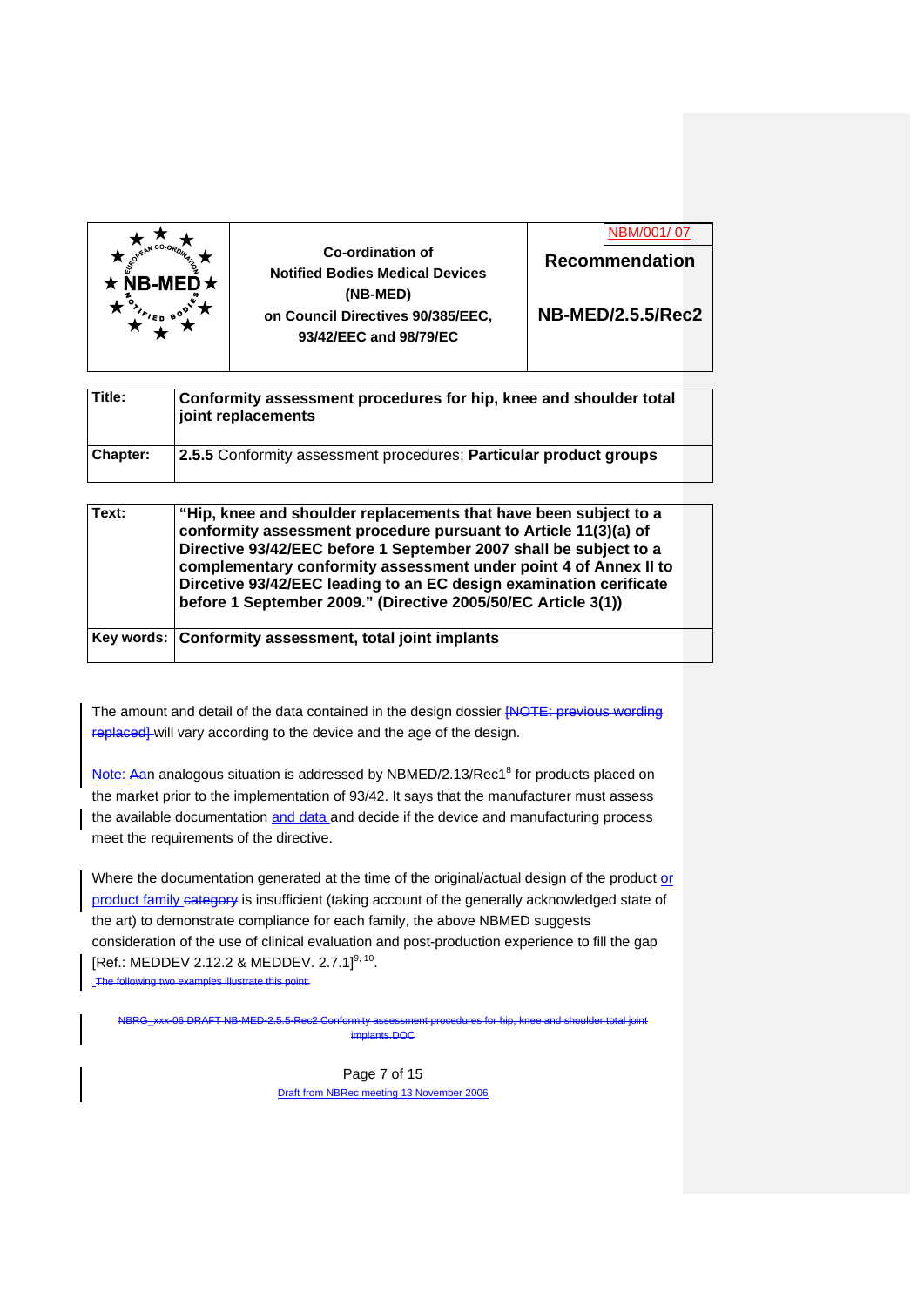| | Co-ordination of Notified Bodies Medical Devices (NB-MED) on Council Directives 90/385/EEC, 93/42/EEC and 98/79/EC | NBM/001/ 07<br>**Recommendation**<br>**NB-MED/2.5.5/Rec2** |
|---|---|---|

| | |
|---|---|
| **Title:** | **Conformity assessment procedures for hip, knee and shoulder total joint replacements** |
| **Chapter:** | **2.5.5** Conformity assessment procedures; **Particular product groups** |

| | |
|---|---|
| **Text:** | **"Hip, knee and shoulder replacements that have been subject to a conformity assessment procedure pursuant to Article 11(3)(a) of Directive 93/42/EEC before 1 September 2007 shall be subject to a complementary conformity assessment under point 4 of Annex II to Dircetive 93/42/EEC leading to an EC design examination cerificate before 1 September 2009." (Directive 2005/50/EC Article 3(1))** |
| **Key words:** | **Conformity assessment, total joint implants** |

The amount and detail of the data contained in the design dossier ~~[NOTE: previous wording replaced]~~ will vary according to the device and the age of the design.

Note: ~~A~~an analogous situation is addressed by NBMED/2.13/Rec1[8] for products placed on the market prior to the implementation of 93/42. It says that the manufacturer must assess the available documentation and data and decide if the device and manufacturing process meet the requirements of the directive.

Where the documentation generated at the time of the original/actual design of the product or product family ~~category~~ is insufficient (taking account of the generally acknowledged state of the art) to demonstrate compliance for each family, the above NBMED suggests consideration of the use of clinical evaluation and post-production experience to fill the gap [Ref.: MEDDEV 2.12.2 & MEDDEV. 2.7.1][9, 10].

~~The following two examples illustrate this point:~~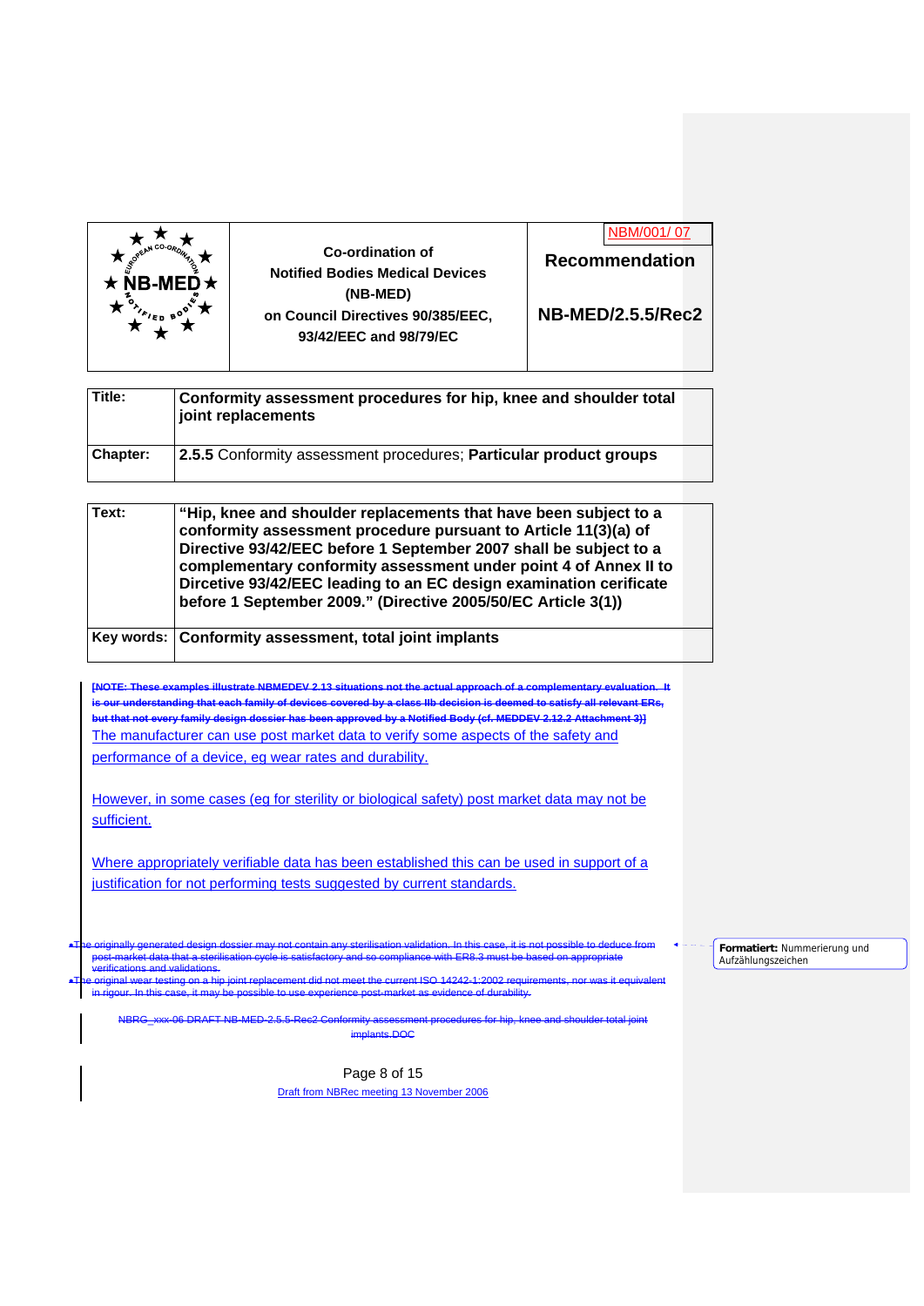| | Co-ordination of Notified Bodies Medical Devices (NB-MED) on Council Directives 90/385/EEC, 93/42/EEC and 98/79/EC | NBM/001/ 07 Recommendation NB-MED/2.5.5/Rec2 |
|---|---|---|

| | |
|---|---|
| **Title:** | **Conformity assessment procedures for hip, knee and shoulder total joint replacements** |
| **Chapter:** | **2.5.5** Conformity assessment procedures; **Particular product groups** |

| | |
|---|---|
| **Text:** | **"Hip, knee and shoulder replacements that have been subject to a conformity assessment procedure pursuant to Article 11(3)(a) of Directive 93/42/EEC before 1 September 2007 shall be subject to a complementary conformity assessment under point 4 of Annex II to Dircetive 93/42/EEC leading to an EC design examination cerificate before 1 September 2009." (Directive 2005/50/EC Article 3(1))** |
| **Key words:** | **Conformity assessment, total joint implants** |

~~**[NOTE: These examples illustrate NBMEDEV 2.13 situations not the actual approach of a complementary evaluation. It is our understanding that each family of devices covered by a class IIb decision is deemed to satisfy all relevant ERs, but that not every family design dossier has been approved by a Notified Body (cf. MEDDEV 2.12.2 Attachment 3)]**~~

The manufacturer can use post market data to verify some aspects of the safety and performance of a device, eg wear rates and durability.

However, in some cases (eg for sterility or biological safety) post market data may not be sufficient.

Where appropriately verifiable data has been established this can be used in support of a justification for not performing tests suggested by current standards.

- ~~The originally generated design dossier may not contain any sterilisation validation. In this case, it is not possible to deduce from post-market data that a sterilisation cycle is satisfactory and so compliance with ER8.3 must be based on appropriate verifications and validations.~~
- ~~The original wear testing on a hip joint replacement did not meet the current ISO 14242-1:2002 requirements, nor was it equivalent in rigour. In this case, it may be possible to use experience post-market as evidence of durability.~~

**Formatiert:** Nummerierung und Aufzählungszeichen

~~NBRG_xxx-06 DRAFT NB-MED-2.5.5-Rec2 Conformity assessment procedures for hip, knee and shoulder total joint implants.DOC~~

Draft from NBRec meeting 13 November 2006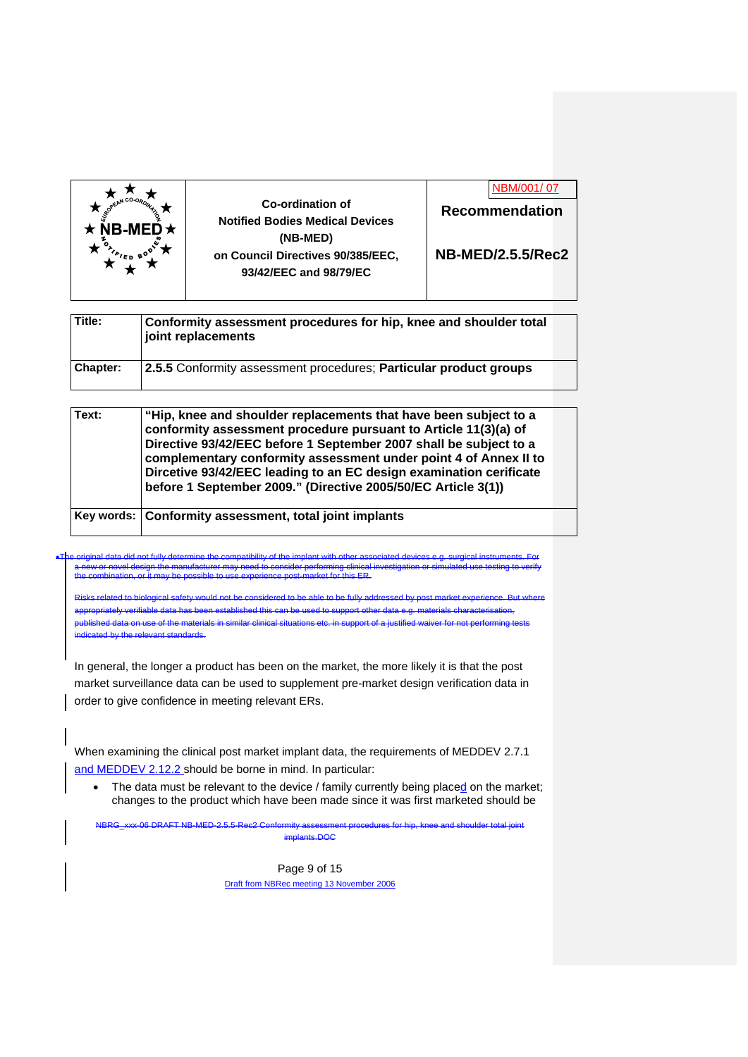| ★ NB-MED ★ | Co-ordination of Notified Bodies Medical Devices (NB-MED) on Council Directives 90/385/EEC, 93/42/EEC and 98/79/EC | NBM/001/ 07 **Recommendation** **NB-MED/2.5.5/Rec2** |
|---|---|---|

| | |
|---|---|
| **Title:** | **Conformity assessment procedures for hip, knee and shoulder total joint replacements** |
| **Chapter:** | **2.5.5** Conformity assessment procedures; **Particular product groups** |

| | |
|---|---|
| **Text:** | **"Hip, knee and shoulder replacements that have been subject to a conformity assessment procedure pursuant to Article 11(3)(a) of Directive 93/42/EEC before 1 September 2007 shall be subject to a complementary conformity assessment under point 4 of Annex II to Dircetive 93/42/EEC leading to an EC design examination cerificate before 1 September 2009." (Directive 2005/50/EC Article 3(1))** |
| **Key words:** | **Conformity assessment, total joint implants** |

- ~~The original data did not fully determine the compatibility of the implant with other associated devices e.g. surgical instruments. For a new or novel design the manufacturer may need to consider performing clinical investigation or simulated use testing to verify the combination, or it may be possible to use experience post-market for this ER.~~

~~Risks related to biological safety would not be considered to be able to be fully addressed by post market experience. But where appropriately verifiable data has been established this can be used to support other data e.g. materials characterisation, published data on use of the materials in similar clinical situations etc. in support of a justified waiver for not performing tests indicated by the relevant standards.~~

In general, the longer a product has been on the market, the more likely it is that the post market surveillance data can be used to supplement pre-market design verification data in order to give confidence in meeting relevant ERs.

When examining the clinical post market implant data, the requirements of MEDDEV 2.7.1 and MEDDEV 2.12.2 should be borne in mind. In particular:

- The data must be relevant to the device / family currently being placed on the market; changes to the product which have been made since it was first marketed should be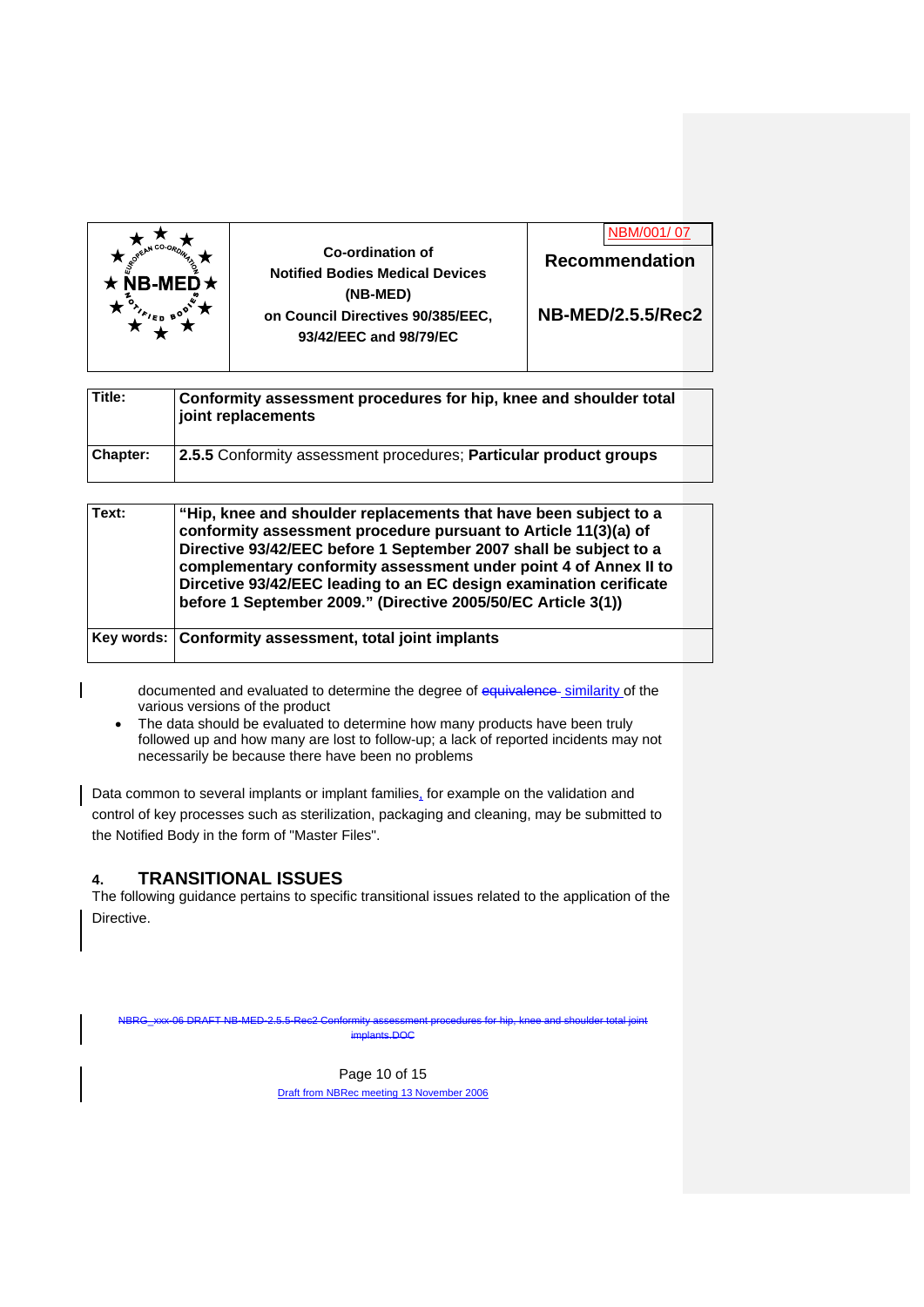| | Co-ordination of Notified Bodies Medical Devices (NB-MED) on Council Directives 90/385/EEC, 93/42/EEC and 98/79/EC | NBM/001/ 07 Recommendation NB-MED/2.5.5/Rec2 |
|---|---|---|

| | |
|---|---|
| **Title:** | **Conformity assessment procedures for hip, knee and shoulder total joint replacements** |
| **Chapter:** | **2.5.5** Conformity assessment procedures; **Particular product groups** |

| | |
|---|---|
| **Text:** | **"Hip, knee and shoulder replacements that have been subject to a conformity assessment procedure pursuant to Article 11(3)(a) of Directive 93/42/EEC before 1 September 2007 shall be subject to a complementary conformity assessment under point 4 of Annex II to Dircetive 93/42/EEC leading to an EC design examination cerificate before 1 September 2009." (Directive 2005/50/EC Article 3(1))** |
| **Key words:** | **Conformity assessment, total joint implants** |

documented and evaluated to determine the degree of ~~equivalence~~ similarity of the various versions of the product

- The data should be evaluated to determine how many products have been truly followed up and how many are lost to follow-up; a lack of reported incidents may not necessarily be because there have been no problems

Data common to several implants or implant families, for example on the validation and control of key processes such as sterilization, packaging and cleaning, may be submitted to the Notified Body in the form of "Master Files".

## 4. TRANSITIONAL ISSUES

The following guidance pertains to specific transitional issues related to the application of the Directive.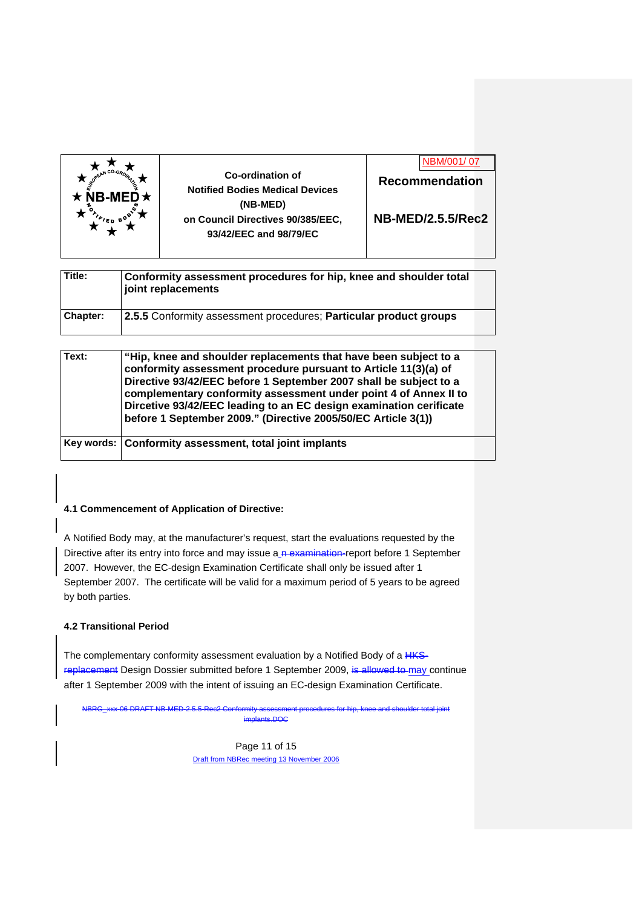| | Co-ordination of Notified Bodies Medical Devices (NB-MED) on Council Directives 90/385/EEC, 93/42/EEC and 98/79/EC | NBM/001/ 07 Recommendation NB-MED/2.5.5/Rec2 |
|---|---|---|

| | |
|---|---|
| **Title:** | **Conformity assessment procedures for hip, knee and shoulder total joint replacements** |
| **Chapter:** | **2.5.5** Conformity assessment procedures; **Particular product groups** |

| | |
|---|---|
| **Text:** | **"Hip, knee and shoulder replacements that have been subject to a conformity assessment procedure pursuant to Article 11(3)(a) of Directive 93/42/EEC before 1 September 2007 shall be subject to a complementary conformity assessment under point 4 of Annex II to Dircetive 93/42/EEC leading to an EC design examination cerificate before 1 September 2009." (Directive 2005/50/EC Article 3(1))** |
| **Key words:** | **Conformity assessment, total joint implants** |

**4.1 Commencement of Application of Directive:**

A Notified Body may, at the manufacturer's request, start the evaluations requested by the Directive after its entry into force and may issue a report before 1 September 2007. However, the EC-design Examination Certificate shall only be issued after 1 September 2007. The certificate will be valid for a maximum period of 5 years to be agreed by both parties.

**4.2 Transitional Period**

The complementary conformity assessment evaluation by a Notified Body of a replacement Design Dossier submitted before 1 September 2009, may continue after 1 September 2009 with the intent of issuing an EC-design Examination Certificate.

Draft from NBRec meeting 13 November 2006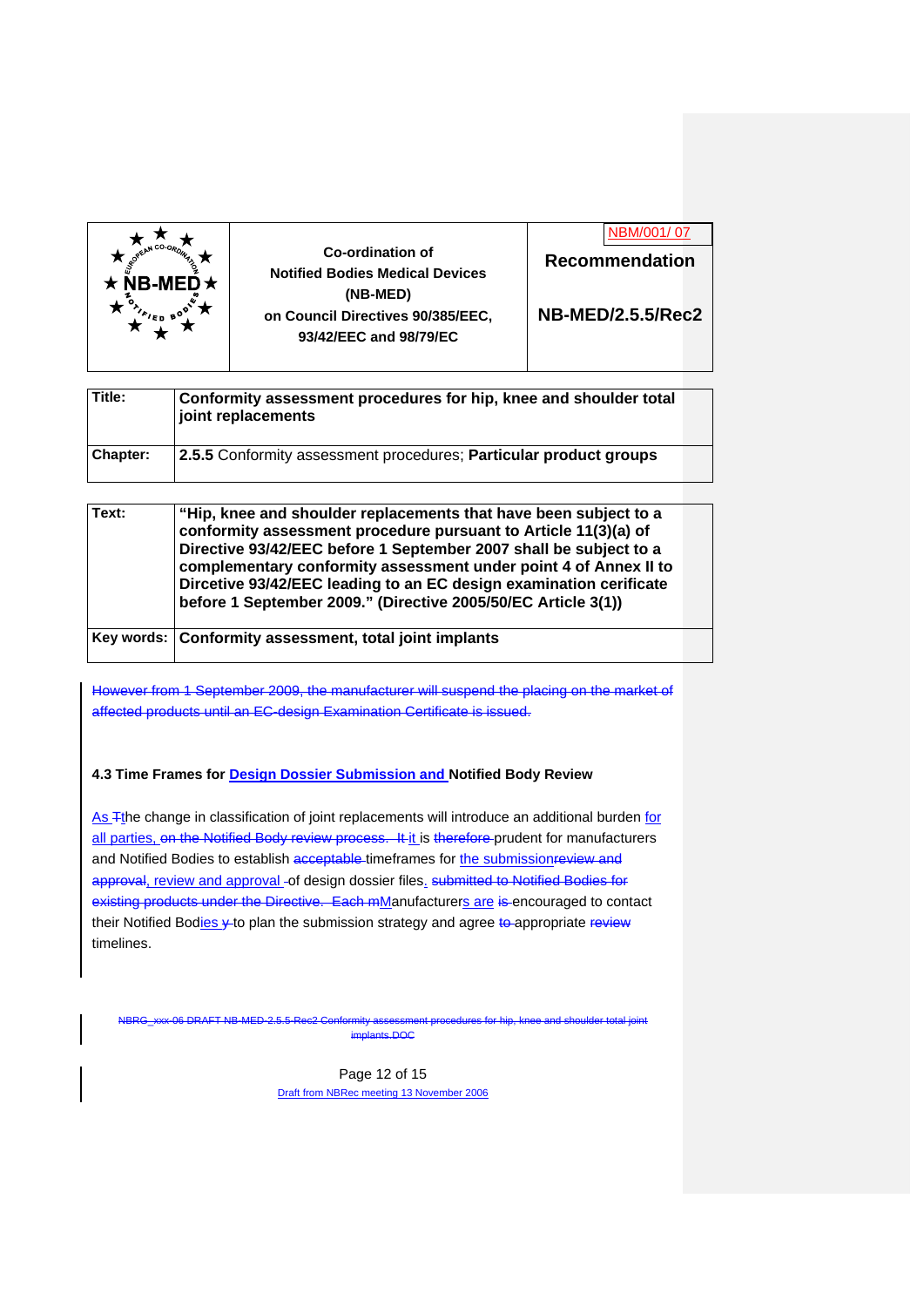| | Co-ordination of Notified Bodies Medical Devices (NB-MED) on Council Directives 90/385/EEC, 93/42/EEC and 98/79/EC | NBM/001/ 07 Recommendation NB-MED/2.5.5/Rec2 |
|---|---|---|

| | |
|---|---|
| **Title:** | **Conformity assessment procedures for hip, knee and shoulder total joint replacements** |
| **Chapter:** | **2.5.5** Conformity assessment procedures; **Particular product groups** |

| | |
|---|---|
| **Text:** | **"Hip, knee and shoulder replacements that have been subject to a conformity assessment procedure pursuant to Article 11(3)(a) of Directive 93/42/EEC before 1 September 2007 shall be subject to a complementary conformity assessment under point 4 of Annex II to Dircetive 93/42/EEC leading to an EC design examination cerificate before 1 September 2009." (Directive 2005/50/EC Article 3(1))** |
| **Key words:** | **Conformity assessment, total joint implants** |

~~However from 1 September 2009, the manufacturer will suspend the placing on the market of affected products until an EC-design Examination Certificate is issued.~~

**4.3 Time Frames for Design Dossier Submission and Notified Body Review**

As ~~T~~the change in classification of joint replacements will introduce an additional burden for all parties, ~~on the Notified Body review process. It~~ it is ~~therefore~~ prudent for manufacturers and Notified Bodies to establish ~~acceptable~~ timeframes for the submission~~review and approval~~, review and approval ~~-~~of design dossier files. ~~submitted to Notified Bodies for existing products under the Directive. Each m~~Manufacturers are ~~is~~ encouraged to contact their Notified Bodies ~~y~~ to plan the submission strategy and agree ~~to~~ appropriate ~~review~~ timelines.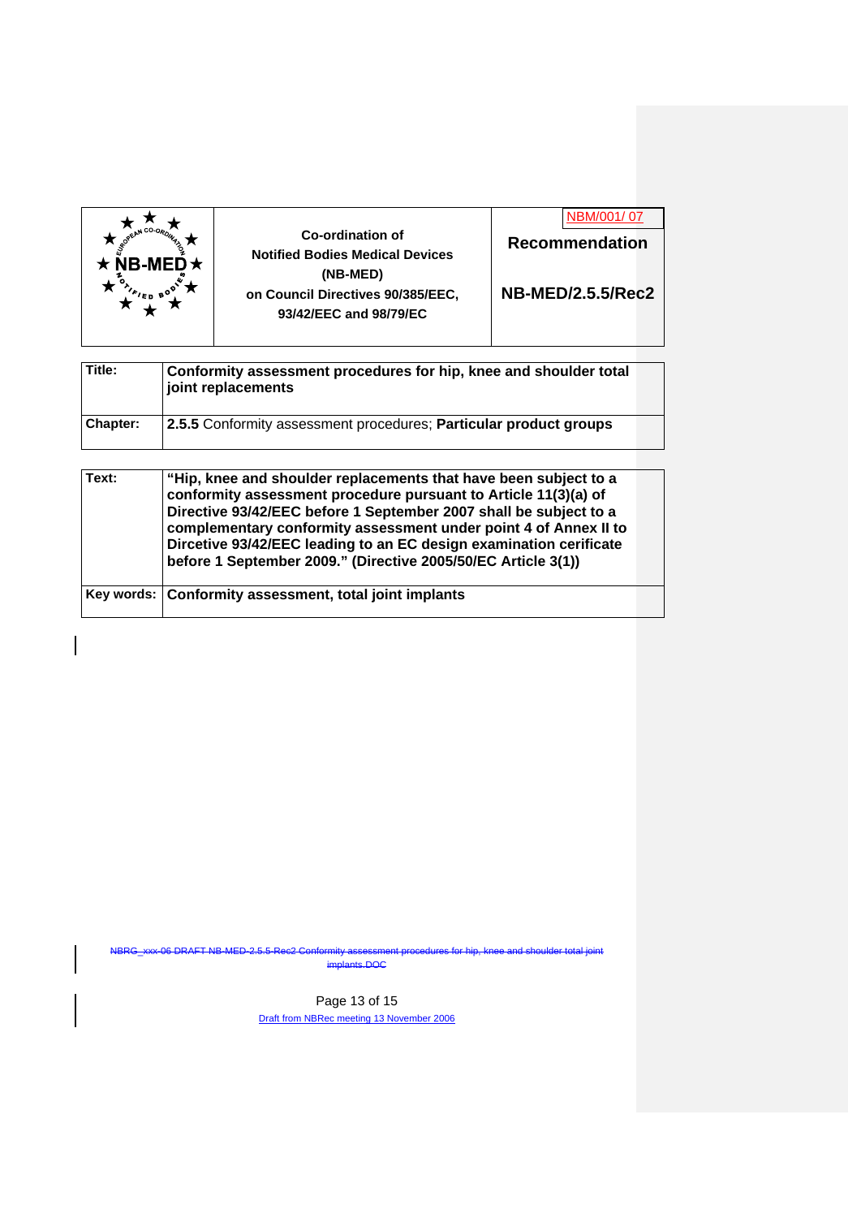| | Co-ordination of Notified Bodies Medical Devices (NB-MED) on Council Directives 90/385/EEC, 93/42/EEC and 98/79/EC | NBM/001/ 07 **Recommendation** **NB-MED/2.5.5/Rec2** |
|---|---|---|

| | |
|---|---|
| **Title:** | **Conformity assessment procedures for hip, knee and shoulder total joint replacements** |
| **Chapter:** | **2.5.5** Conformity assessment procedures; **Particular product groups** |

| | |
|---|---|
| **Text:** | **"Hip, knee and shoulder replacements that have been subject to a conformity assessment procedure pursuant to Article 11(3)(a) of Directive 93/42/EEC before 1 September 2007 shall be subject to a complementary conformity assessment under point 4 of Annex II to Dircetive 93/42/EEC leading to an EC design examination cerificate before 1 September 2009." (Directive 2005/50/EC Article 3(1))** |
| **Key words:** | **Conformity assessment, total joint implants** |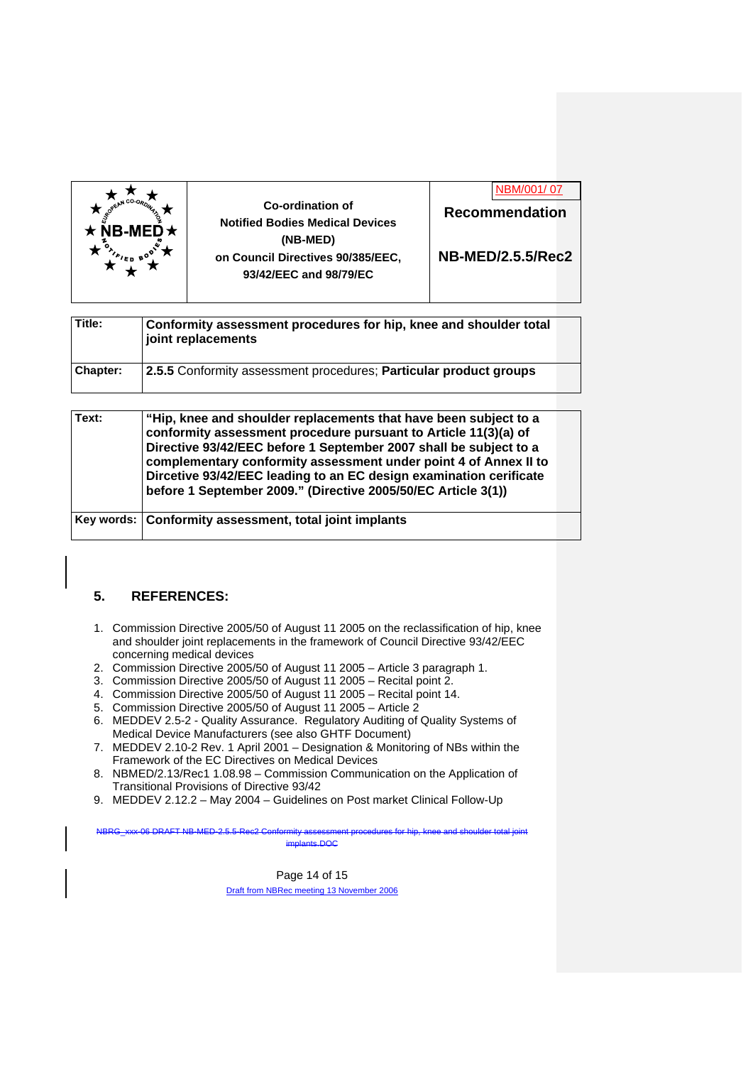| | Co-ordination of Notified Bodies Medical Devices (NB-MED) on Council Directives 90/385/EEC, 93/42/EEC and 98/79/EC | NBM/001/ 07 Recommendation NB-MED/2.5.5/Rec2 |
|---|---|---|

| Title: | **Conformity assessment procedures for hip, knee and shoulder total joint replacements** |
|---|---|
| Chapter: | **2.5.5** Conformity assessment procedures; **Particular product groups** |

| Text: | **"Hip, knee and shoulder replacements that have been subject to a conformity assessment procedure pursuant to Article 11(3)(a) of Directive 93/42/EEC before 1 September 2007 shall be subject to a complementary conformity assessment under point 4 of Annex II to Dircetive 93/42/EEC leading to an EC design examination cerificate before 1 September 2009." (Directive 2005/50/EC Article 3(1))** |
|---|---|
| Key words: | **Conformity assessment, total joint implants** |

## 5. REFERENCES:

1. Commission Directive 2005/50 of August 11 2005 on the reclassification of hip, knee and shoulder joint replacements in the framework of Council Directive 93/42/EEC concerning medical devices
2. Commission Directive 2005/50 of August 11 2005 – Article 3 paragraph 1.
3. Commission Directive 2005/50 of August 11 2005 – Recital point 2.
4. Commission Directive 2005/50 of August 11 2005 – Recital point 14.
5. Commission Directive 2005/50 of August 11 2005 – Article 2
6. MEDDEV 2.5-2 - Quality Assurance. Regulatory Auditing of Quality Systems of Medical Device Manufacturers (see also GHTF Document)
7. MEDDEV 2.10-2 Rev. 1 April 2001 – Designation & Monitoring of NBs within the Framework of the EC Directives on Medical Devices
8. NBMED/2.13/Rec1 1.08.98 – Commission Communication on the Application of Transitional Provisions of Directive 93/42
9. MEDDEV 2.12.2 – May 2004 – Guidelines on Post market Clinical Follow-Up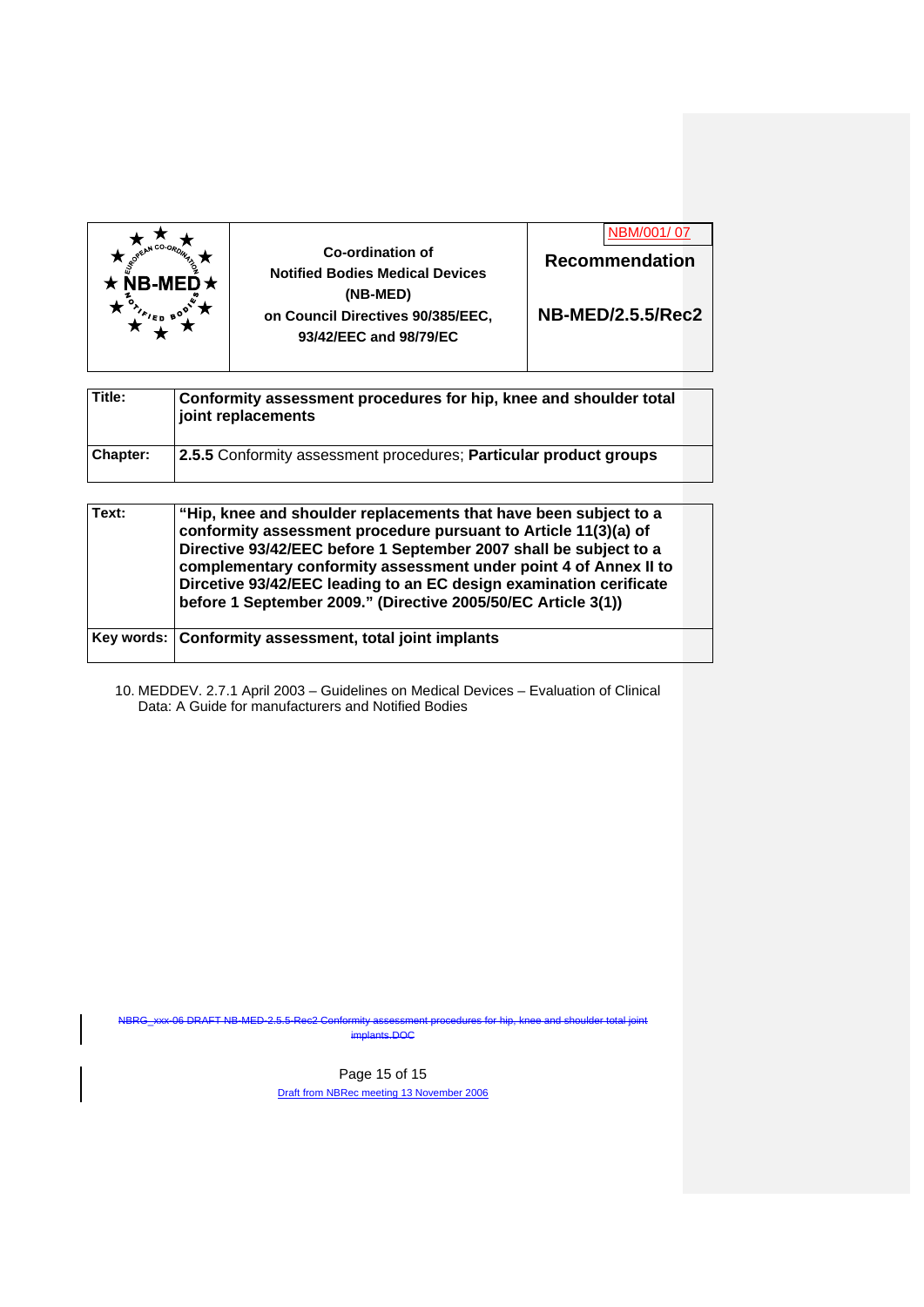| | | |
|---|---|---|
| NB-MED | **Co-ordination of Notified Bodies Medical Devices (NB-MED) on Council Directives 90/385/EEC, 93/42/EEC and 98/79/EC** | NBM/001/ 07 **Recommendation** **NB-MED/2.5.5/Rec2** |

| | |
|---|---|
| **Title:** | **Conformity assessment procedures for hip, knee and shoulder total joint replacements** |
| **Chapter:** | **2.5.5** Conformity assessment procedures; **Particular product groups** |

| | |
|---|---|
| **Text:** | **"Hip, knee and shoulder replacements that have been subject to a conformity assessment procedure pursuant to Article 11(3)(a) of Directive 93/42/EEC before 1 September 2007 shall be subject to a complementary conformity assessment under point 4 of Annex II to Dircetive 93/42/EEC leading to an EC design examination cerificate before 1 September 2009." (Directive 2005/50/EC Article 3(1))** |
| **Key words:** | **Conformity assessment, total joint implants** |

10. MEDDEV. 2.7.1 April 2003 – Guidelines on Medical Devices – Evaluation of Clinical Data: A Guide for manufacturers and Notified Bodies

NBRG_xxx-06 DRAFT NB-MED-2.5.5-Rec2 Conformity assessment procedures for hip, knee and shoulder total joint implants.DOC

Draft from NBRec meeting 13 November 2006